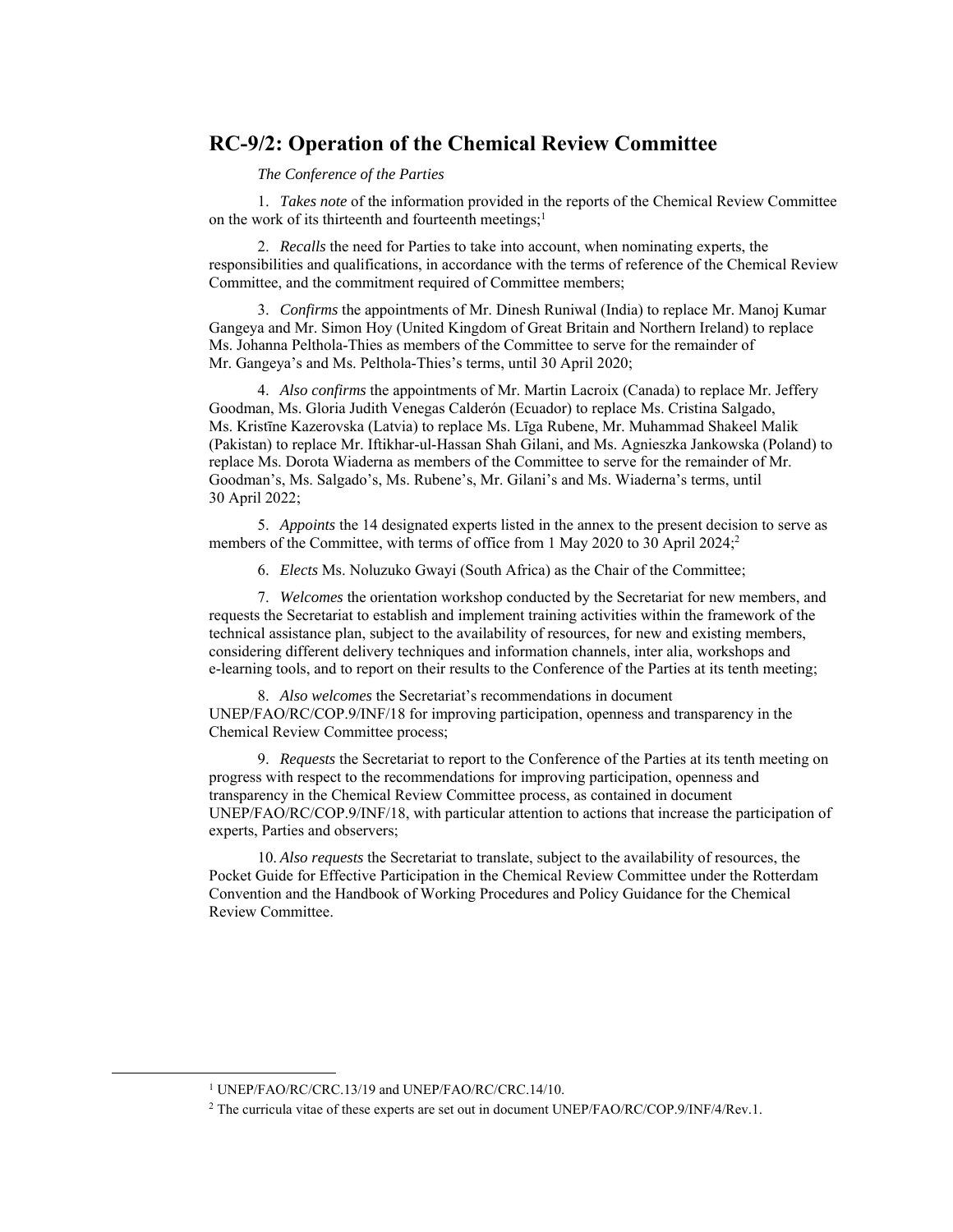## RC-9/2: Operation of the Chemical Review Committee

*The Conference of the Parties*

1. *Takes note* of the information provided in the reports of the Chemical Review Committee on the work of its thirteenth and fourteenth meetings;[1]

2. *Recalls* the need for Parties to take into account, when nominating experts, the responsibilities and qualifications, in accordance with the terms of reference of the Chemical Review Committee, and the commitment required of Committee members;

3. *Confirms* the appointments of Mr. Dinesh Runiwal (India) to replace Mr. Manoj Kumar Gangeya and Mr. Simon Hoy (United Kingdom of Great Britain and Northern Ireland) to replace Ms. Johanna Peltola-Thies as members of the Committee to serve for the remainder of Mr. Gangeya's and Ms. Peltola-Thies's terms, until 30 April 2020;

4. *Also confirms* the appointments of Mr. Martin Lacroix (Canada) to replace Mr. Jeffery Goodman, Ms. Gloria Judith Venegas Calderón (Ecuador) to replace Ms. Cristina Salgado, Ms. Kristīne Kazerovska (Latvia) to replace Ms. Līga Rubene, Mr. Muhammad Shakeel Malik (Pakistan) to replace Mr. Iftikhar-ul-Hassan Shah Gilani, and Ms. Agnieszka Jankowska (Poland) to replace Ms. Dorota Wiaderna as members of the Committee to serve for the remainder of Mr. Goodman's, Ms. Salgado's, Ms. Rubene's, Mr. Gilani's and Ms. Wiaderna's terms, until 30 April 2022;

5. *Appoints* the 14 designated experts listed in the annex to the present decision to serve as members of the Committee, with terms of office from 1 May 2020 to 30 April 2024;[2]

6. *Elects* Ms. Noluzuko Gwayi (South Africa) as the Chair of the Committee;

7. *Welcomes* the orientation workshop conducted by the Secretariat for new members, and requests the Secretariat to establish and implement training activities within the framework of the technical assistance plan, subject to the availability of resources, for new and existing members, considering different delivery techniques and information channels, inter alia, workshops and e-learning tools, and to report on their results to the Conference of the Parties at its tenth meeting;

8. *Also welcomes* the Secretariat's recommendations in document UNEP/FAO/RC/COP.9/INF/18 for improving participation, openness and transparency in the Chemical Review Committee process;

9. *Requests* the Secretariat to report to the Conference of the Parties at its tenth meeting on progress with respect to the recommendations for improving participation, openness and transparency in the Chemical Review Committee process, as contained in document UNEP/FAO/RC/COP.9/INF/18, with particular attention to actions that increase the participation of experts, Parties and observers;

10. *Also requests* the Secretariat to translate, subject to the availability of resources, the Pocket Guide for Effective Participation in the Chemical Review Committee under the Rotterdam Convention and the Handbook of Working Procedures and Policy Guidance for the Chemical Review Committee.

---

[1] UNEP/FAO/RC/CRC.13/19 and UNEP/FAO/RC/CRC.14/10.

[2] The curricula vitae of these experts are set out in document UNEP/FAO/RC/COP.9/INF/4/Rev.1.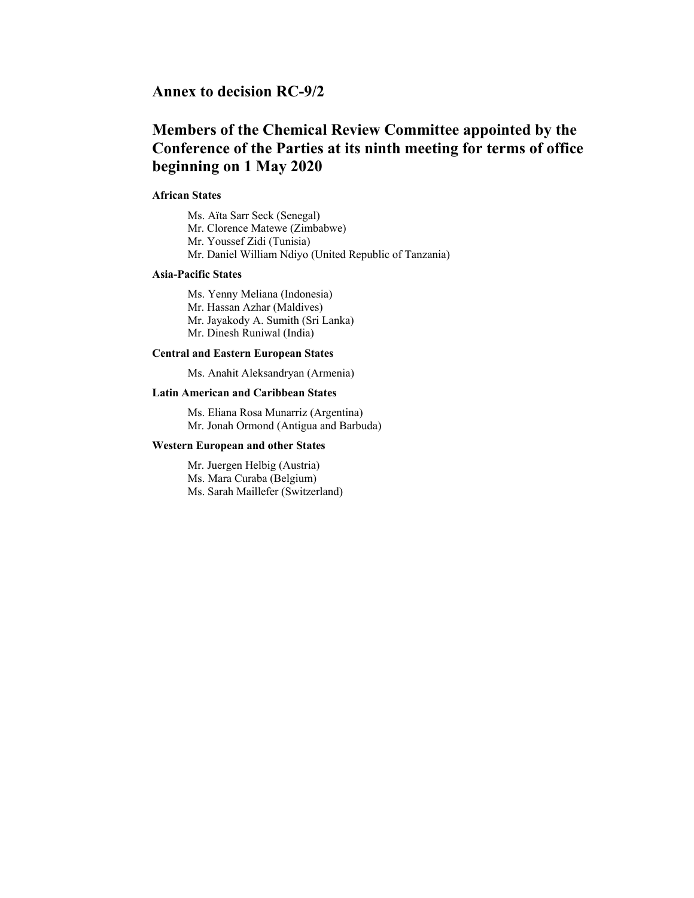## Annex to decision RC-9/2

## Members of the Chemical Review Committee appointed by the Conference of the Parties at its ninth meeting for terms of office beginning on 1 May 2020

**African States**

Ms. Aïta Sarr Seck (Senegal)
Mr. Clorence Matewe (Zimbabwe)
Mr. Youssef Zidi (Tunisia)
Mr. Daniel William Ndiyo (United Republic of Tanzania)

**Asia-Pacific States**

Ms. Yenny Meliana (Indonesia)
Mr. Hassan Azhar (Maldives)
Mr. Jayakody A. Sumith (Sri Lanka)
Mr. Dinesh Runiwal (India)

**Central and Eastern European States**

Ms. Anahit Aleksandryan (Armenia)

**Latin American and Caribbean States**

Ms. Eliana Rosa Munarriz (Argentina)
Mr. Jonah Ormond (Antigua and Barbuda)

**Western European and other States**

Mr. Juergen Helbig (Austria)
Ms. Mara Curaba (Belgium)
Ms. Sarah Maillefer (Switzerland)